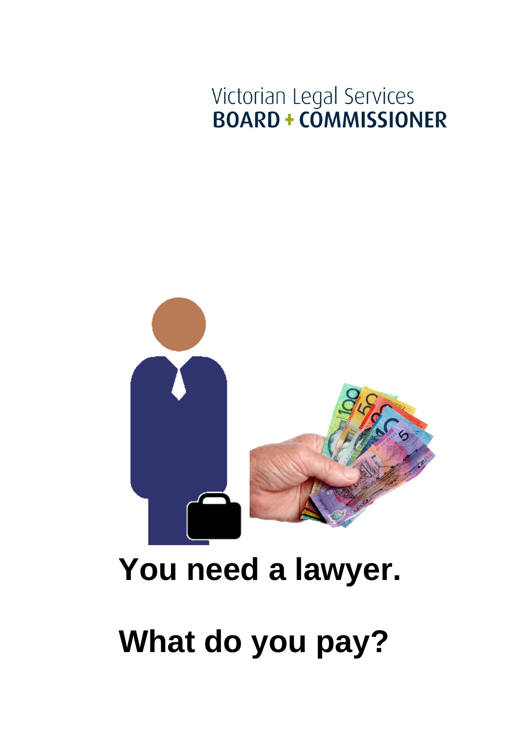Victorian Legal Services
**BOARD + COMMISSIONER**

# You need a lawyer.

# What do you pay?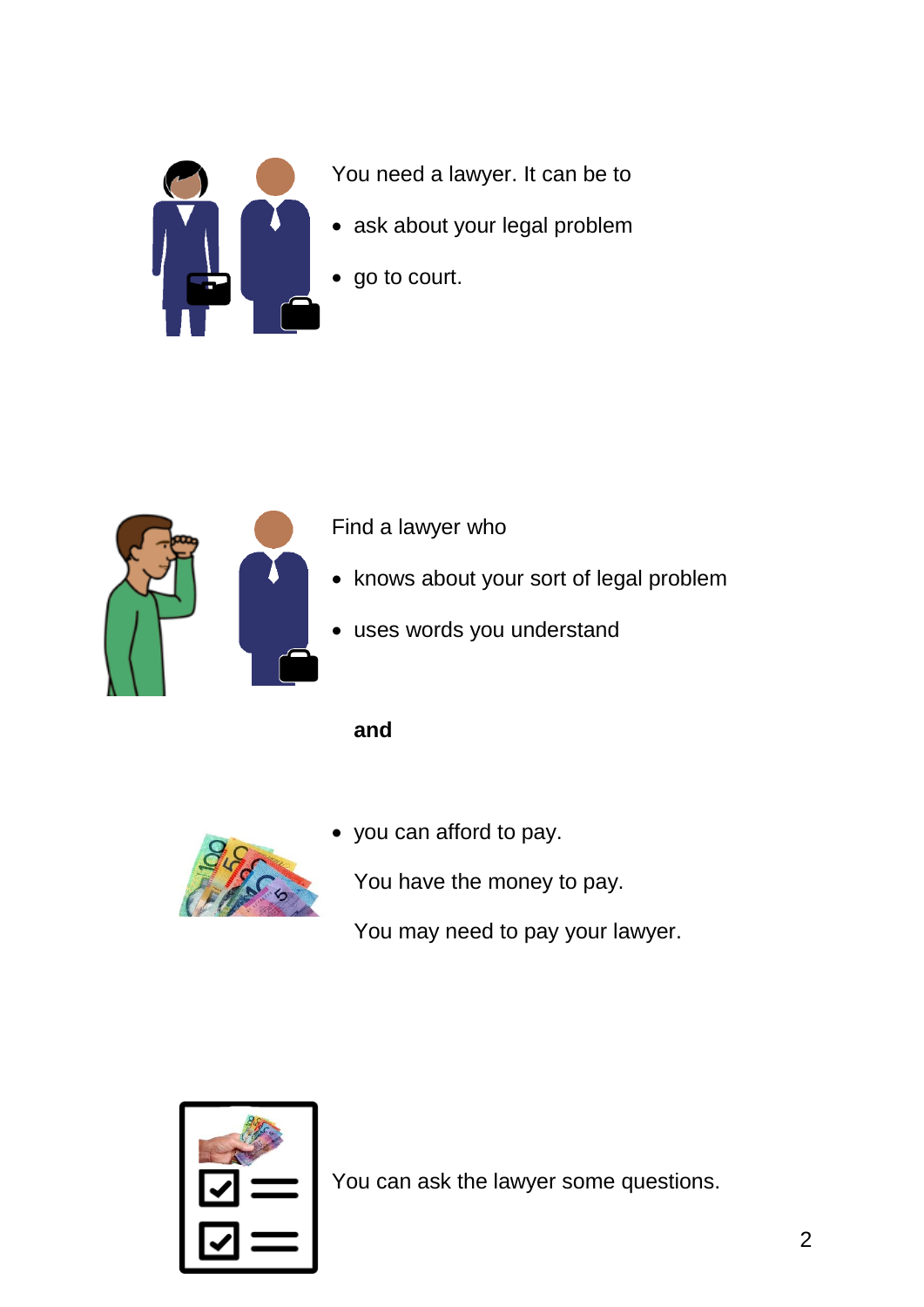You need a lawyer. It can be to

- ask about your legal problem
- go to court.

Find a lawyer who

- knows about your sort of legal problem
- uses words you understand

**and**

- you can afford to pay.

  You have the money to pay.

  You may need to pay your lawyer.

You can ask the lawyer some questions.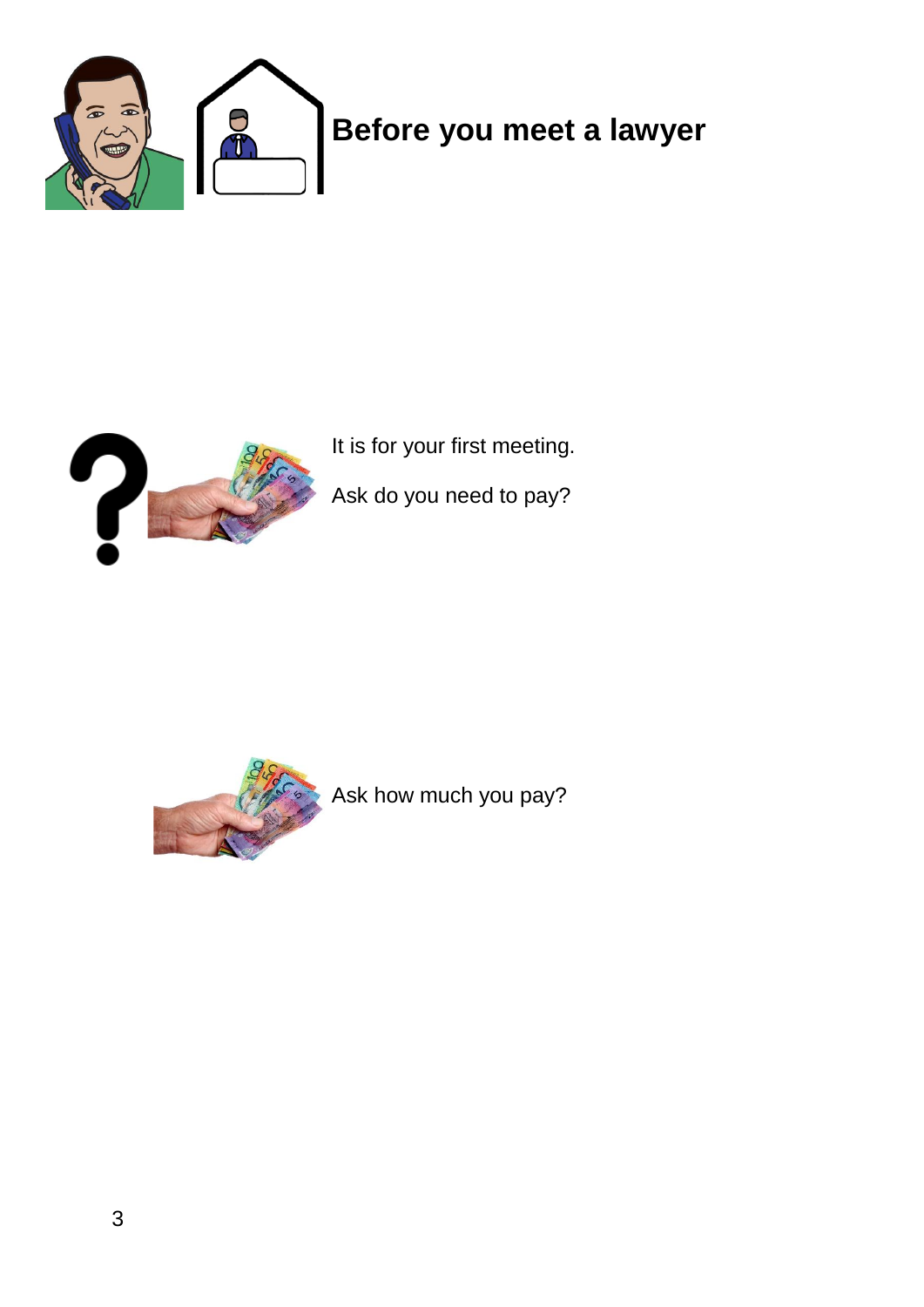# Before you meet a lawyer

It is for your first meeting.

Ask do you need to pay?

Ask how much you pay?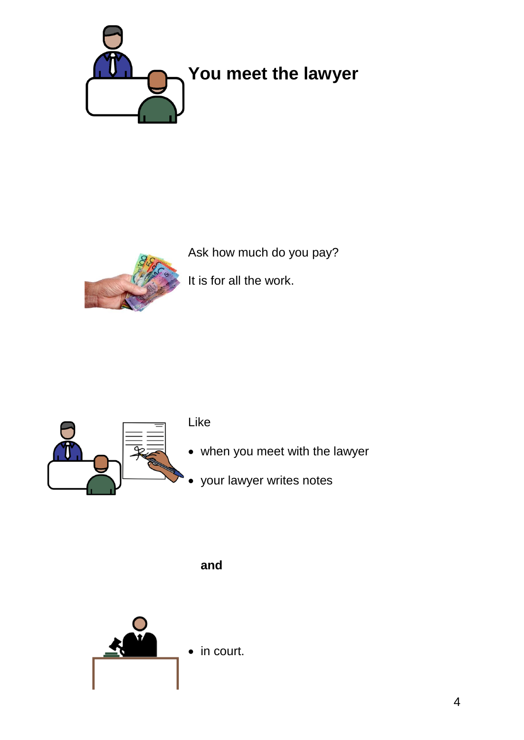# You meet the lawyer

Ask how much do you pay?

It is for all the work.

Like

- when you meet with the lawyer
- your lawyer writes notes

**and**

- in court.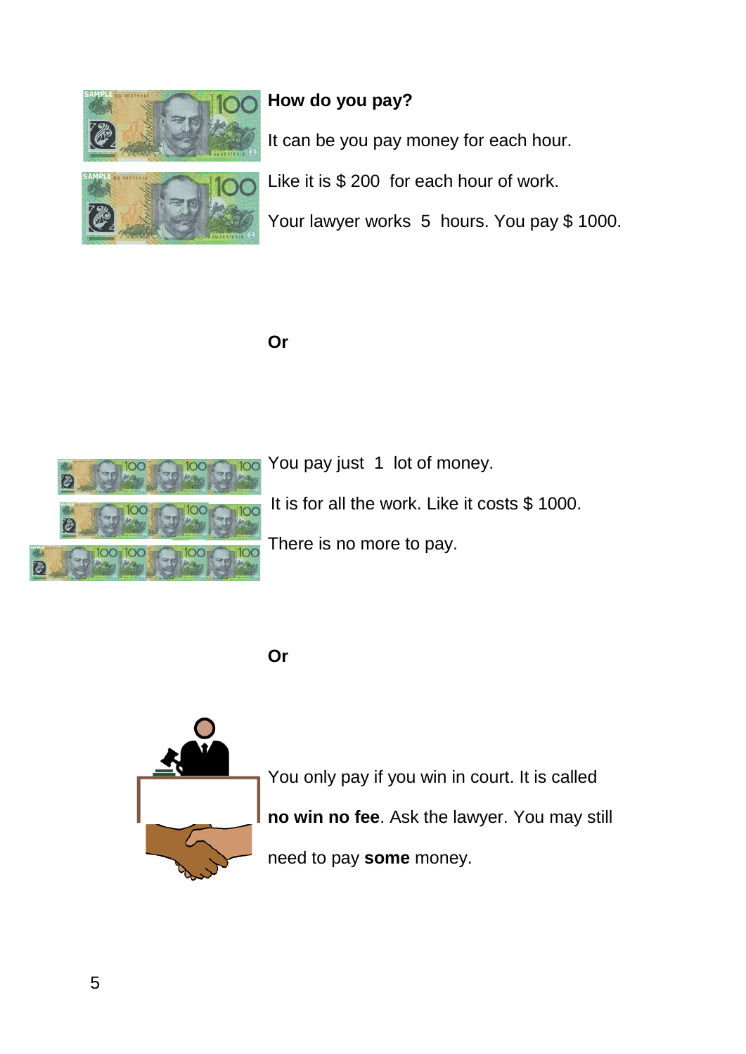**How do you pay?**

It can be you pay money for each hour.

Like it is $ 200 for each hour of work.

Your lawyer works 5 hours. You pay $ 1000.

**Or**

You pay just 1 lot of money.

It is for all the work. Like it costs $ 1000.

There is no more to pay.

**Or**

You only pay if you win in court. It is called **no win no fee**. Ask the lawyer. You may still need to pay **some** money.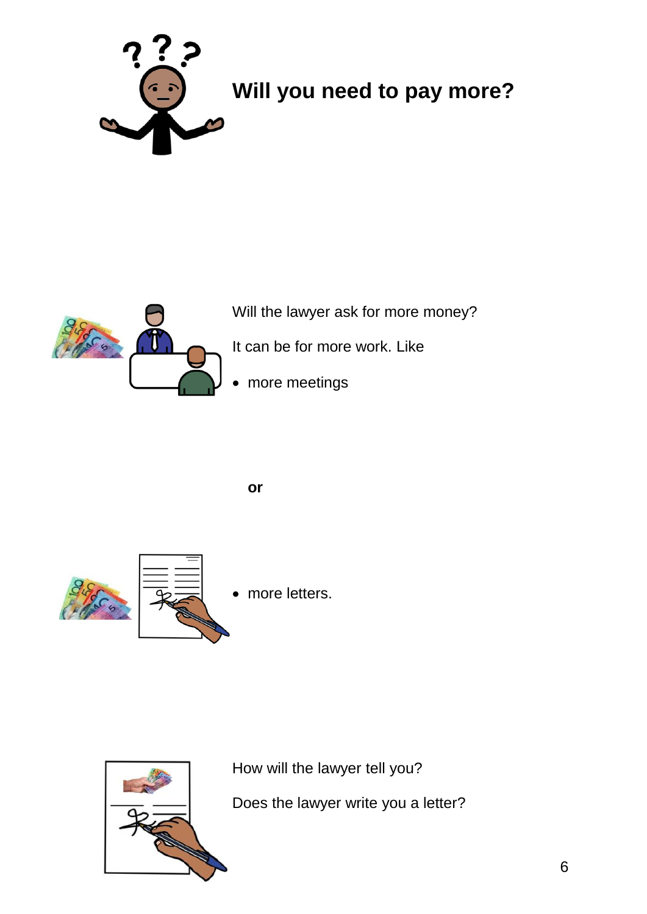# Will you need to pay more?

Will the lawyer ask for more money?

It can be for more work. Like

- more meetings

**or**

- more letters.

How will the lawyer tell you?

Does the lawyer write you a letter?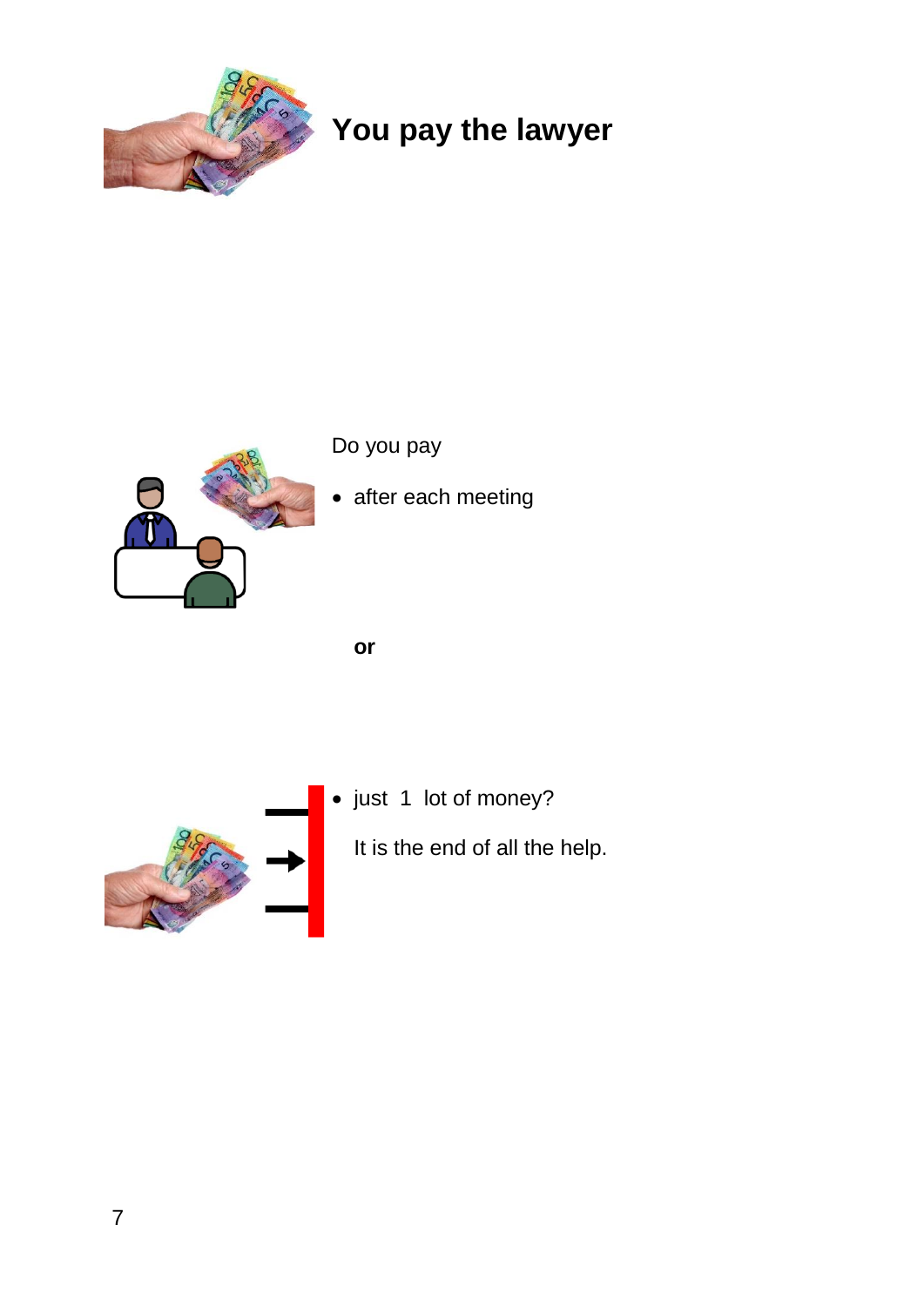# You pay the lawyer

Do you pay

- after each meeting

**or**

- just 1 lot of money?

  It is the end of all the help.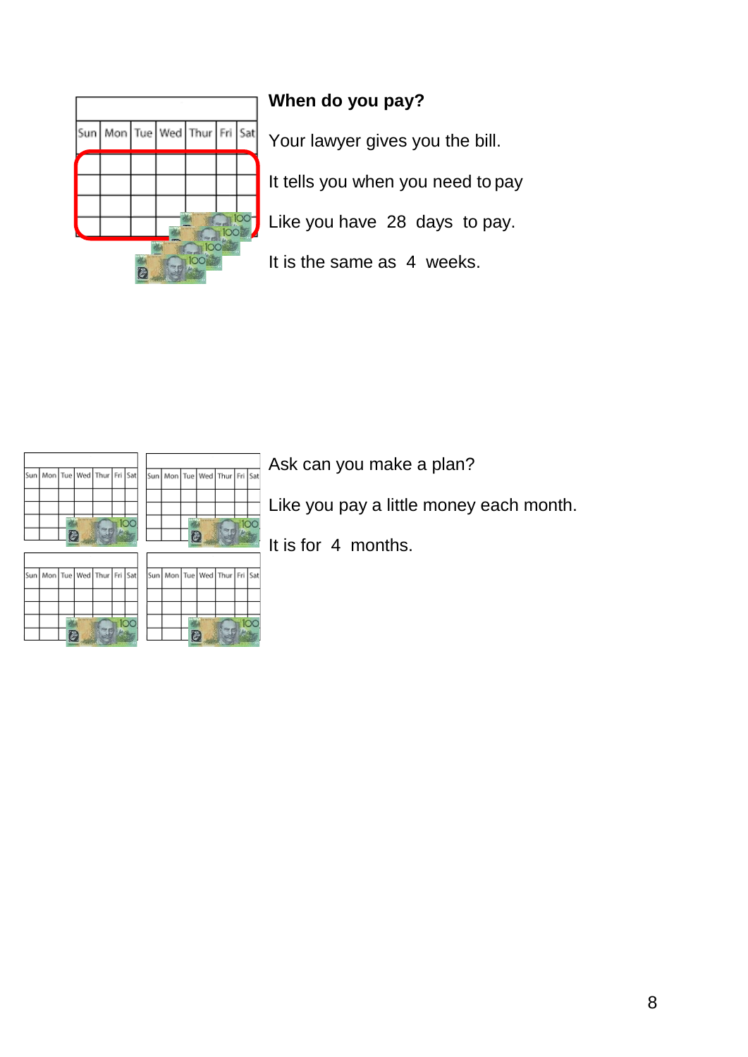**When do you pay?**

Your lawyer gives you the bill.

It tells you when you need to pay

Like you have 28 days to pay.

It is the same as 4 weeks.

Ask can you make a plan?

Like you pay a little money each month.

It is for 4 months.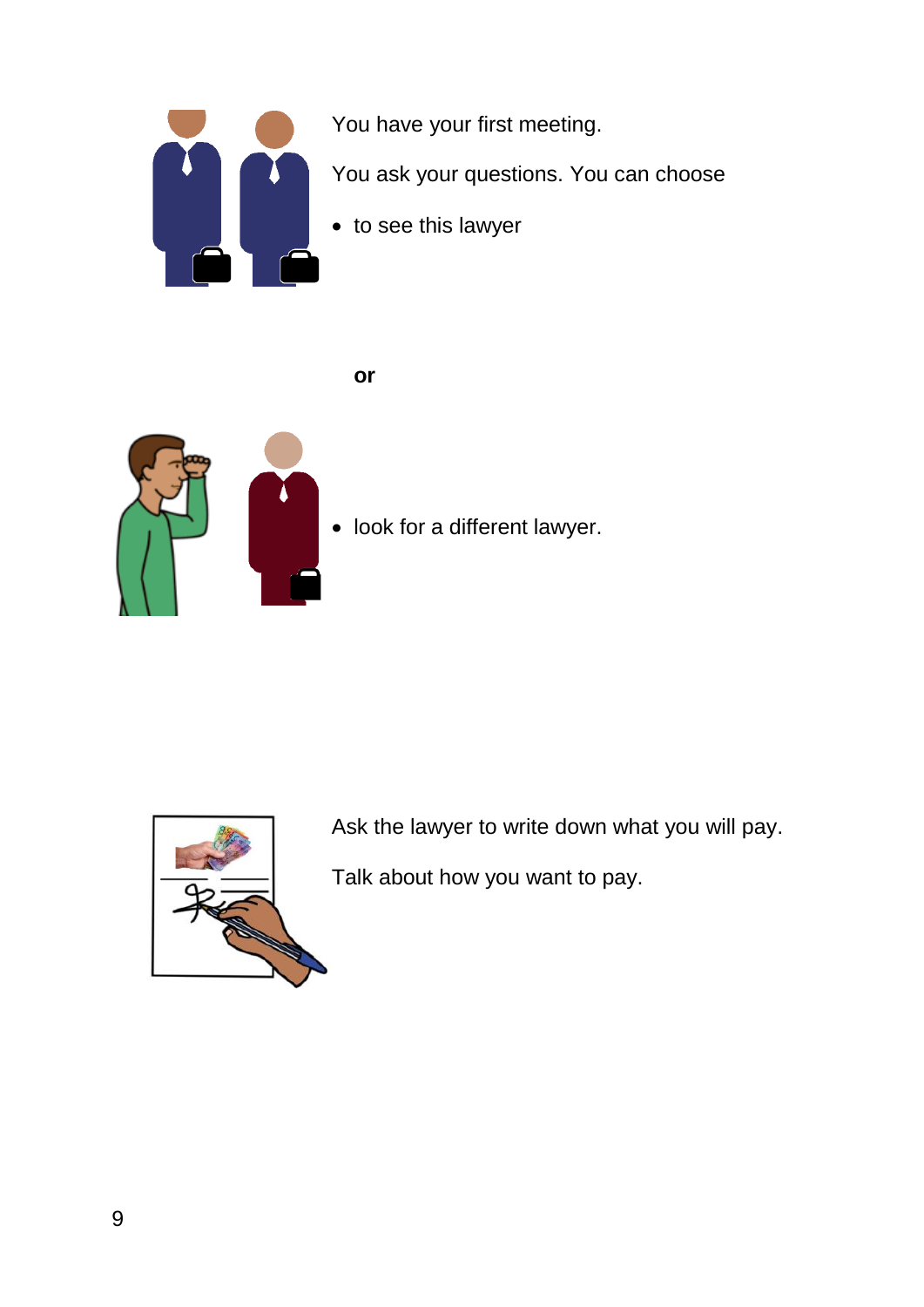You have your first meeting.

You ask your questions. You can choose

- to see this lawyer

**or**

- look for a different lawyer.

Ask the lawyer to write down what you will pay.

Talk about how you want to pay.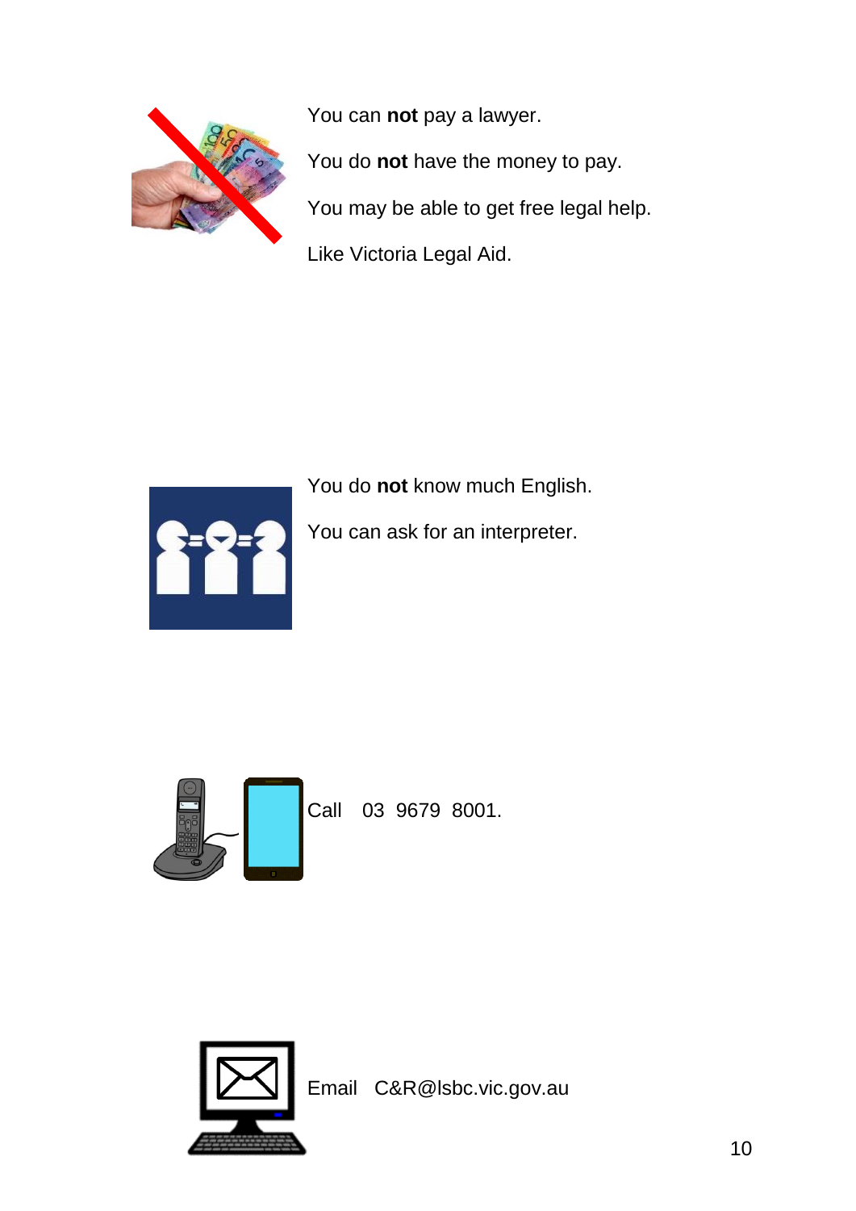You can **not** pay a lawyer.

You do **not** have the money to pay.

You may be able to get free legal help.

Like Victoria Legal Aid.

You do **not** know much English.

You can ask for an interpreter.

Call 03 9679 8001.

Email C&R@lsbc.vic.gov.au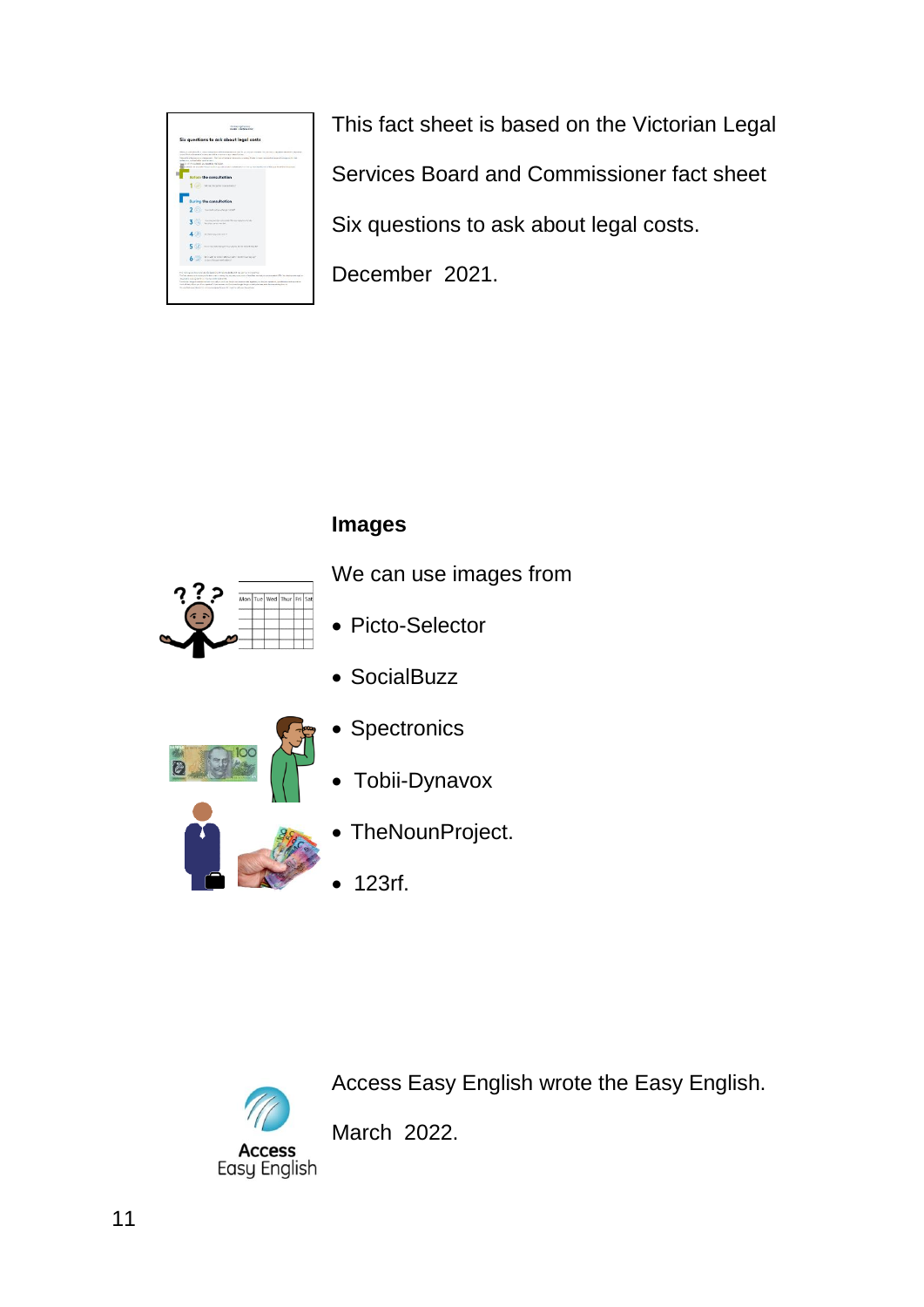This fact sheet is based on the Victorian Legal Services Board and Commissioner fact sheet Six questions to ask about legal costs.

December 2021.

**Images**

We can use images from

- Picto-Selector
- SocialBuzz
- Spectronics
- Tobii-Dynavox
- TheNounProject.
- 123rf.

Access Easy English wrote the Easy English.

March 2022.